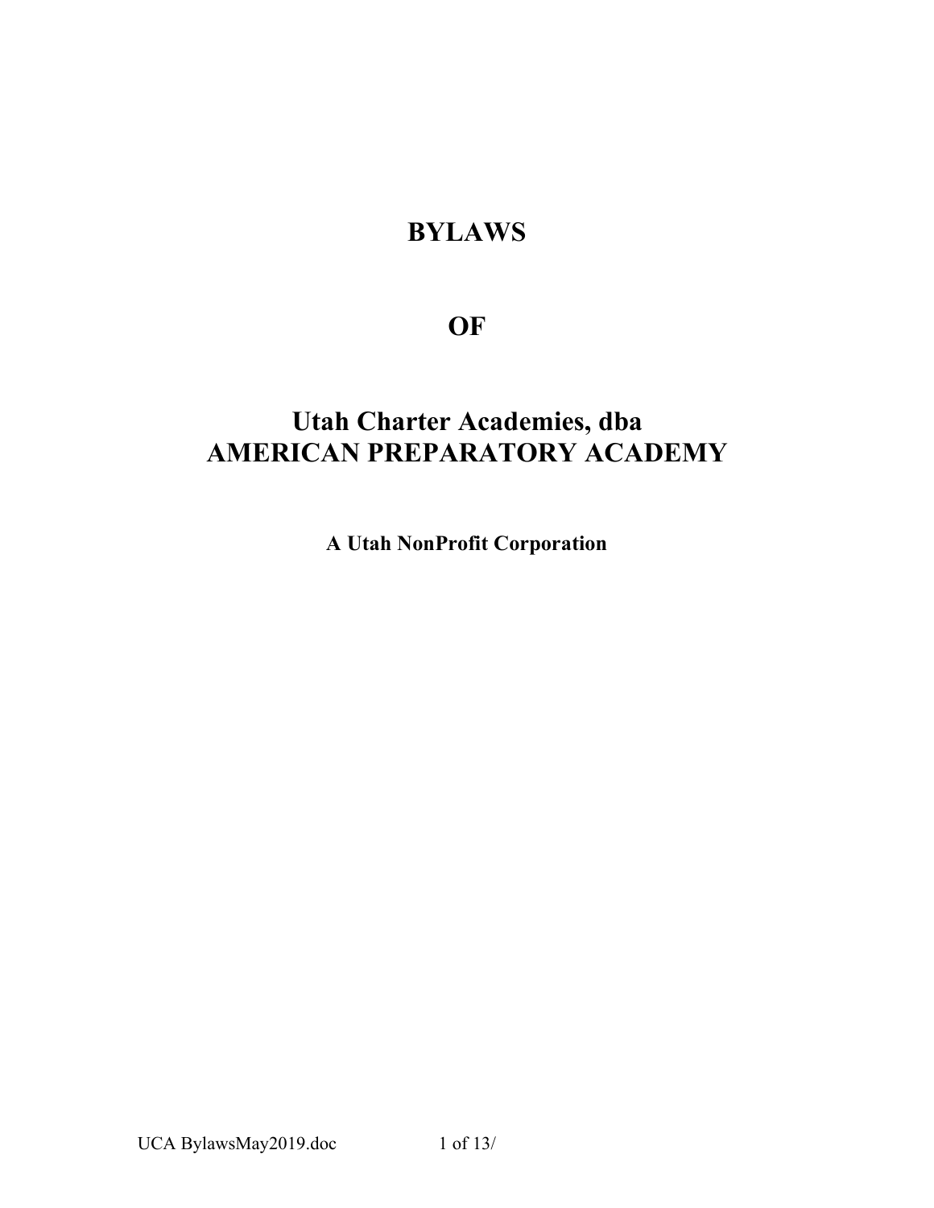# BYLAWS

# OF

# Utah Charter Academies, dba AMERICAN PREPARATORY ACADEMY

**A Utah NonProfit Corporation**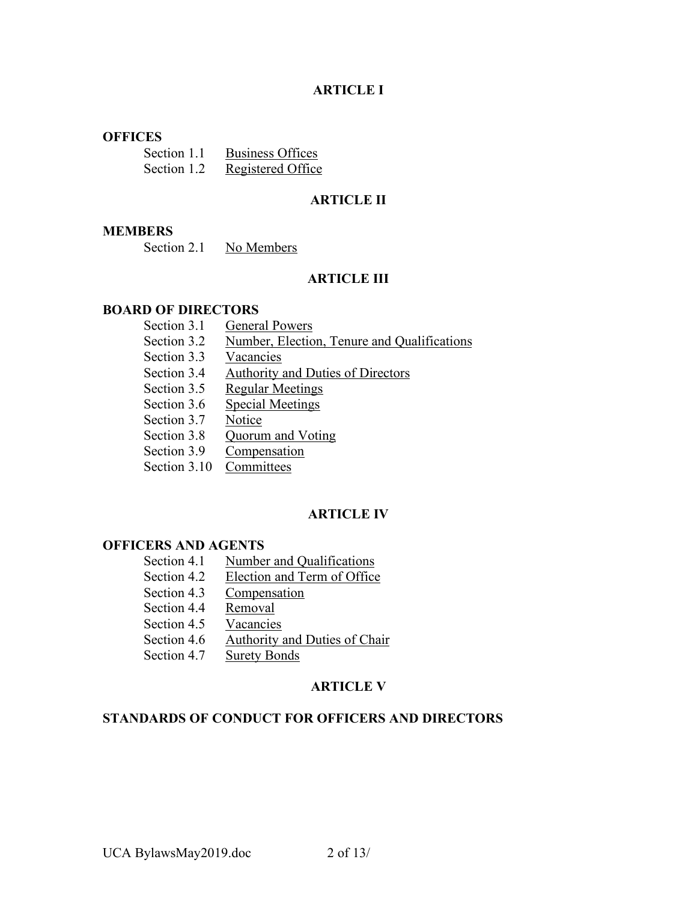**ARTICLE I**

**OFFICES**

Section 1.1 Business Offices
Section 1.2 Registered Office

**ARTICLE II**

**MEMBERS**

Section 2.1 No Members

**ARTICLE III**

**BOARD OF DIRECTORS**

Section 3.1 General Powers
Section 3.2 Number, Election, Tenure and Qualifications
Section 3.3 Vacancies
Section 3.4 Authority and Duties of Directors
Section 3.5 Regular Meetings
Section 3.6 Special Meetings
Section 3.7 Notice
Section 3.8 Quorum and Voting
Section 3.9 Compensation
Section 3.10 Committees

**ARTICLE IV**

**OFFICERS AND AGENTS**

Section 4.1 Number and Qualifications
Section 4.2 Election and Term of Office
Section 4.3 Compensation
Section 4.4 Removal
Section 4.5 Vacancies
Section 4.6 Authority and Duties of Chair
Section 4.7 Surety Bonds

**ARTICLE V**

**STANDARDS OF CONDUCT FOR OFFICERS AND DIRECTORS**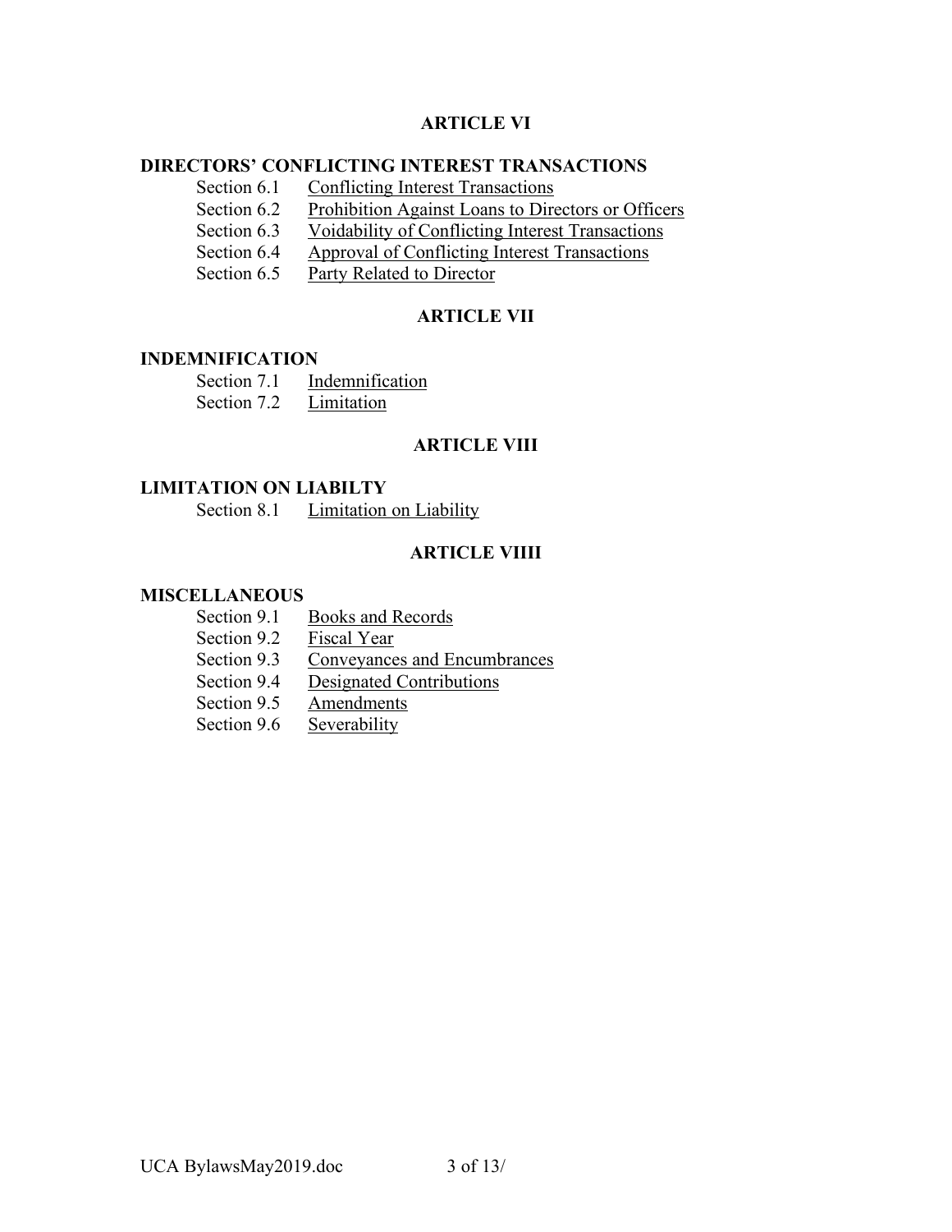**ARTICLE VI**

**DIRECTORS' CONFLICTING INTEREST TRANSACTIONS**

Section 6.1 Conflicting Interest Transactions
Section 6.2 Prohibition Against Loans to Directors or Officers
Section 6.3 Voidability of Conflicting Interest Transactions
Section 6.4 Approval of Conflicting Interest Transactions
Section 6.5 Party Related to Director

**ARTICLE VII**

**INDEMNIFICATION**

Section 7.1 Indemnification
Section 7.2 Limitation

**ARTICLE VIII**

**LIMITATION ON LIABILTY**

Section 8.1 Limitation on Liability

**ARTICLE VIIII**

**MISCELLANEOUS**

Section 9.1 Books and Records
Section 9.2 Fiscal Year
Section 9.3 Conveyances and Encumbrances
Section 9.4 Designated Contributions
Section 9.5 Amendments
Section 9.6 Severability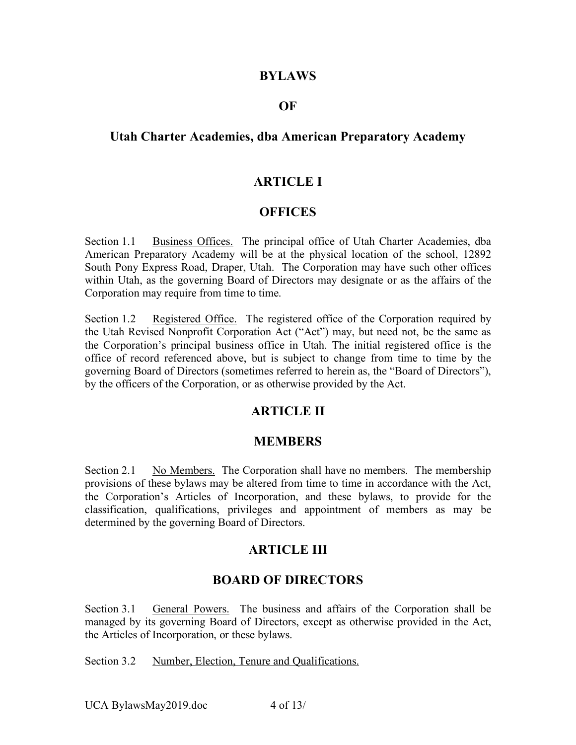# BYLAWS

# OF

# Utah Charter Academies, dba American Preparatory Academy

## ARTICLE I

## OFFICES

Section 1.1 Business Offices. The principal office of Utah Charter Academies, dba American Preparatory Academy will be at the physical location of the school, 12892 South Pony Express Road, Draper, Utah. The Corporation may have such other offices within Utah, as the governing Board of Directors may designate or as the affairs of the Corporation may require from time to time.

Section 1.2 Registered Office. The registered office of the Corporation required by the Utah Revised Nonprofit Corporation Act ("Act") may, but need not, be the same as the Corporation's principal business office in Utah. The initial registered office is the office of record referenced above, but is subject to change from time to time by the governing Board of Directors (sometimes referred to herein as, the "Board of Directors"), by the officers of the Corporation, or as otherwise provided by the Act.

## ARTICLE II

## MEMBERS

Section 2.1 No Members. The Corporation shall have no members. The membership provisions of these bylaws may be altered from time to time in accordance with the Act, the Corporation's Articles of Incorporation, and these bylaws, to provide for the classification, qualifications, privileges and appointment of members as may be determined by the governing Board of Directors.

## ARTICLE III

## BOARD OF DIRECTORS

Section 3.1 General Powers. The business and affairs of the Corporation shall be managed by its governing Board of Directors, except as otherwise provided in the Act, the Articles of Incorporation, or these bylaws.

Section 3.2 Number, Election, Tenure and Qualifications.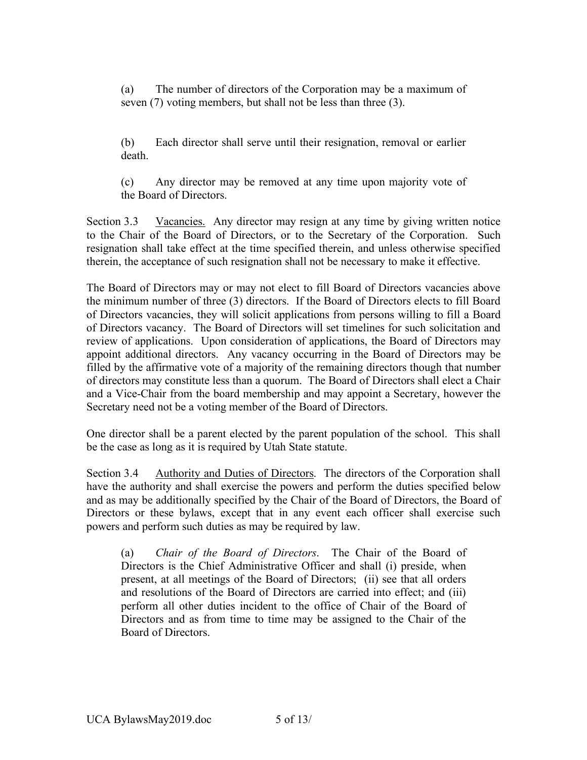(a) The number of directors of the Corporation may be a maximum of seven (7) voting members, but shall not be less than three (3).

(b) Each director shall serve until their resignation, removal or earlier death.

(c) Any director may be removed at any time upon majority vote of the Board of Directors.

Section 3.3 Vacancies. Any director may resign at any time by giving written notice to the Chair of the Board of Directors, or to the Secretary of the Corporation. Such resignation shall take effect at the time specified therein, and unless otherwise specified therein, the acceptance of such resignation shall not be necessary to make it effective.

The Board of Directors may or may not elect to fill Board of Directors vacancies above the minimum number of three (3) directors. If the Board of Directors elects to fill Board of Directors vacancies, they will solicit applications from persons willing to fill a Board of Directors vacancy. The Board of Directors will set timelines for such solicitation and review of applications. Upon consideration of applications, the Board of Directors may appoint additional directors. Any vacancy occurring in the Board of Directors may be filled by the affirmative vote of a majority of the remaining directors though that number of directors may constitute less than a quorum. The Board of Directors shall elect a Chair and a Vice-Chair from the board membership and may appoint a Secretary, however the Secretary need not be a voting member of the Board of Directors.

One director shall be a parent elected by the parent population of the school. This shall be the case as long as it is required by Utah State statute.

Section 3.4 Authority and Duties of Directors. The directors of the Corporation shall have the authority and shall exercise the powers and perform the duties specified below and as may be additionally specified by the Chair of the Board of Directors, the Board of Directors or these bylaws, except that in any event each officer shall exercise such powers and perform such duties as may be required by law.

(a) *Chair of the Board of Directors*. The Chair of the Board of Directors is the Chief Administrative Officer and shall (i) preside, when present, at all meetings of the Board of Directors; (ii) see that all orders and resolutions of the Board of Directors are carried into effect; and (iii) perform all other duties incident to the office of Chair of the Board of Directors and as from time to time may be assigned to the Chair of the Board of Directors.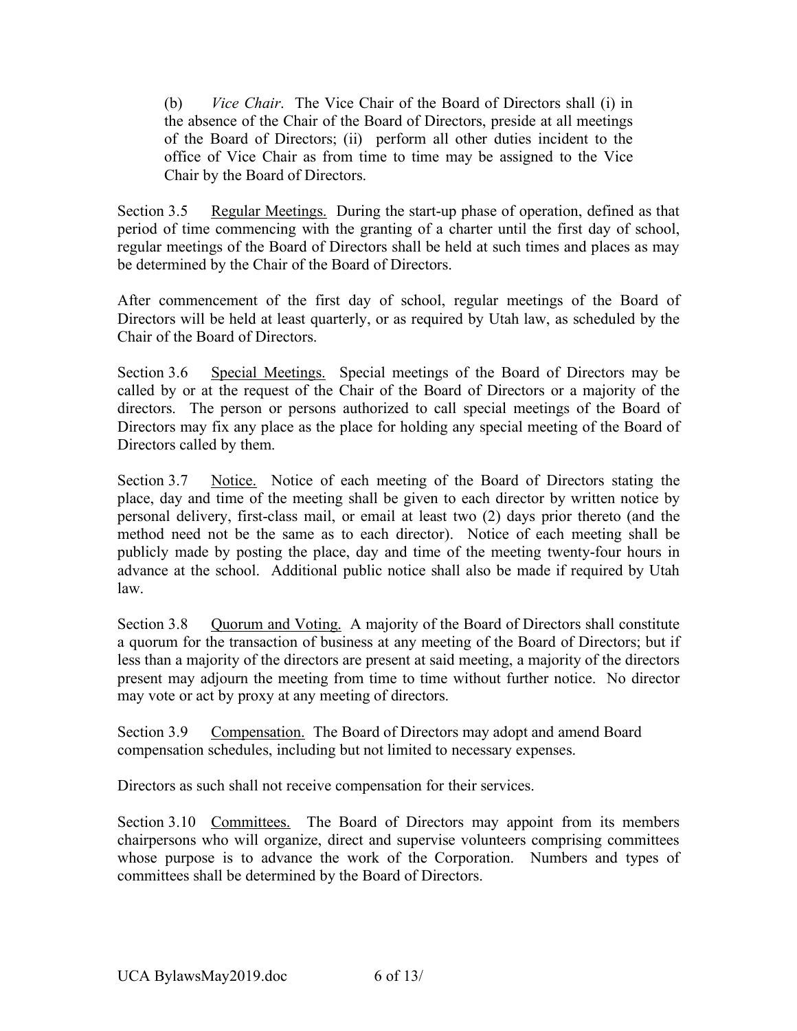(b) *Vice Chair*. The Vice Chair of the Board of Directors shall (i) in the absence of the Chair of the Board of Directors, preside at all meetings of the Board of Directors; (ii) perform all other duties incident to the office of Vice Chair as from time to time may be assigned to the Vice Chair by the Board of Directors.

Section 3.5 Regular Meetings. During the start-up phase of operation, defined as that period of time commencing with the granting of a charter until the first day of school, regular meetings of the Board of Directors shall be held at such times and places as may be determined by the Chair of the Board of Directors.

After commencement of the first day of school, regular meetings of the Board of Directors will be held at least quarterly, or as required by Utah law, as scheduled by the Chair of the Board of Directors.

Section 3.6 Special Meetings. Special meetings of the Board of Directors may be called by or at the request of the Chair of the Board of Directors or a majority of the directors. The person or persons authorized to call special meetings of the Board of Directors may fix any place as the place for holding any special meeting of the Board of Directors called by them.

Section 3.7 Notice. Notice of each meeting of the Board of Directors stating the place, day and time of the meeting shall be given to each director by written notice by personal delivery, first-class mail, or email at least two (2) days prior thereto (and the method need not be the same as to each director). Notice of each meeting shall be publicly made by posting the place, day and time of the meeting twenty-four hours in advance at the school. Additional public notice shall also be made if required by Utah law.

Section 3.8 Quorum and Voting. A majority of the Board of Directors shall constitute a quorum for the transaction of business at any meeting of the Board of Directors; but if less than a majority of the directors are present at said meeting, a majority of the directors present may adjourn the meeting from time to time without further notice. No director may vote or act by proxy at any meeting of directors.

Section 3.9 Compensation. The Board of Directors may adopt and amend Board compensation schedules, including but not limited to necessary expenses.

Directors as such shall not receive compensation for their services.

Section 3.10 Committees. The Board of Directors may appoint from its members chairpersons who will organize, direct and supervise volunteers comprising committees whose purpose is to advance the work of the Corporation. Numbers and types of committees shall be determined by the Board of Directors.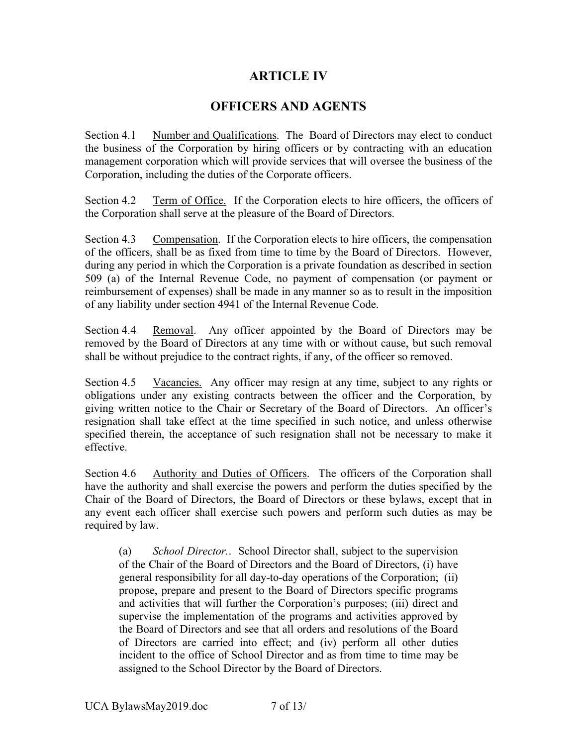## ARTICLE IV

## OFFICERS AND AGENTS

Section 4.1 Number and Qualifications. The Board of Directors may elect to conduct the business of the Corporation by hiring officers or by contracting with an education management corporation which will provide services that will oversee the business of the Corporation, including the duties of the Corporate officers.

Section 4.2 Term of Office. If the Corporation elects to hire officers, the officers of the Corporation shall serve at the pleasure of the Board of Directors.

Section 4.3 Compensation. If the Corporation elects to hire officers, the compensation of the officers, shall be as fixed from time to time by the Board of Directors. However, during any period in which the Corporation is a private foundation as described in section 509 (a) of the Internal Revenue Code, no payment of compensation (or payment or reimbursement of expenses) shall be made in any manner so as to result in the imposition of any liability under section 4941 of the Internal Revenue Code.

Section 4.4 Removal. Any officer appointed by the Board of Directors may be removed by the Board of Directors at any time with or without cause, but such removal shall be without prejudice to the contract rights, if any, of the officer so removed.

Section 4.5 Vacancies. Any officer may resign at any time, subject to any rights or obligations under any existing contracts between the officer and the Corporation, by giving written notice to the Chair or Secretary of the Board of Directors. An officer's resignation shall take effect at the time specified in such notice, and unless otherwise specified therein, the acceptance of such resignation shall not be necessary to make it effective.

Section 4.6 Authority and Duties of Officers. The officers of the Corporation shall have the authority and shall exercise the powers and perform the duties specified by the Chair of the Board of Directors, the Board of Directors or these bylaws, except that in any event each officer shall exercise such powers and perform such duties as may be required by law.

(a) *School Director.*. School Director shall, subject to the supervision of the Chair of the Board of Directors and the Board of Directors, (i) have general responsibility for all day-to-day operations of the Corporation; (ii) propose, prepare and present to the Board of Directors specific programs and activities that will further the Corporation's purposes; (iii) direct and supervise the implementation of the programs and activities approved by the Board of Directors and see that all orders and resolutions of the Board of Directors are carried into effect; and (iv) perform all other duties incident to the office of School Director and as from time to time may be assigned to the School Director by the Board of Directors.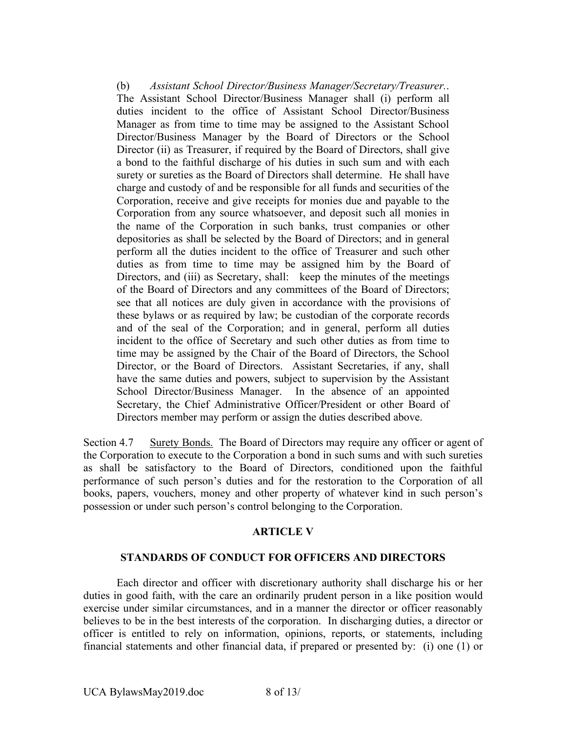(b) *Assistant School Director/Business Manager/Secretary/Treasurer.*. The Assistant School Director/Business Manager shall (i) perform all duties incident to the office of Assistant School Director/Business Manager as from time to time may be assigned to the Assistant School Director/Business Manager by the Board of Directors or the School Director (ii) as Treasurer, if required by the Board of Directors, shall give a bond to the faithful discharge of his duties in such sum and with each surety or sureties as the Board of Directors shall determine. He shall have charge and custody of and be responsible for all funds and securities of the Corporation, receive and give receipts for monies due and payable to the Corporation from any source whatsoever, and deposit such all monies in the name of the Corporation in such banks, trust companies or other depositories as shall be selected by the Board of Directors; and in general perform all the duties incident to the office of Treasurer and such other duties as from time to time may be assigned him by the Board of Directors, and (iii) as Secretary, shall: keep the minutes of the meetings of the Board of Directors and any committees of the Board of Directors; see that all notices are duly given in accordance with the provisions of these bylaws or as required by law; be custodian of the corporate records and of the seal of the Corporation; and in general, perform all duties incident to the office of Secretary and such other duties as from time to time may be assigned by the Chair of the Board of Directors, the School Director, or the Board of Directors. Assistant Secretaries, if any, shall have the same duties and powers, subject to supervision by the Assistant School Director/Business Manager. In the absence of an appointed Secretary, the Chief Administrative Officer/President or other Board of Directors member may perform or assign the duties described above.

Section 4.7 Surety Bonds. The Board of Directors may require any officer or agent of the Corporation to execute to the Corporation a bond in such sums and with such sureties as shall be satisfactory to the Board of Directors, conditioned upon the faithful performance of such person's duties and for the restoration to the Corporation of all books, papers, vouchers, money and other property of whatever kind in such person's possession or under such person's control belonging to the Corporation.

## ARTICLE V

## STANDARDS OF CONDUCT FOR OFFICERS AND DIRECTORS

Each director and officer with discretionary authority shall discharge his or her duties in good faith, with the care an ordinarily prudent person in a like position would exercise under similar circumstances, and in a manner the director or officer reasonably believes to be in the best interests of the corporation. In discharging duties, a director or officer is entitled to rely on information, opinions, reports, or statements, including financial statements and other financial data, if prepared or presented by: (i) one (1) or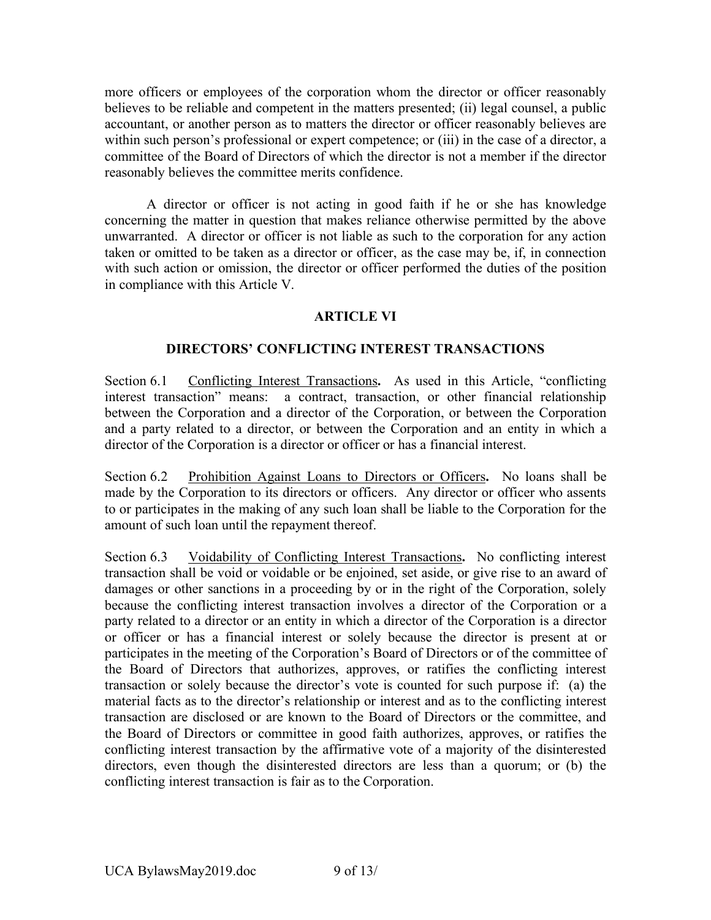more officers or employees of the corporation whom the director or officer reasonably believes to be reliable and competent in the matters presented; (ii) legal counsel, a public accountant, or another person as to matters the director or officer reasonably believes are within such person's professional or expert competence; or (iii) in the case of a director, a committee of the Board of Directors of which the director is not a member if the director reasonably believes the committee merits confidence.

A director or officer is not acting in good faith if he or she has knowledge concerning the matter in question that makes reliance otherwise permitted by the above unwarranted. A director or officer is not liable as such to the corporation for any action taken or omitted to be taken as a director or officer, as the case may be, if, in connection with such action or omission, the director or officer performed the duties of the position in compliance with this Article V.

## ARTICLE VI

## DIRECTORS' CONFLICTING INTEREST TRANSACTIONS

Section 6.1 Conflicting Interest Transactions**.** As used in this Article, "conflicting interest transaction" means: a contract, transaction, or other financial relationship between the Corporation and a director of the Corporation, or between the Corporation and a party related to a director, or between the Corporation and an entity in which a director of the Corporation is a director or officer or has a financial interest.

Section 6.2 Prohibition Against Loans to Directors or Officers**.** No loans shall be made by the Corporation to its directors or officers. Any director or officer who assents to or participates in the making of any such loan shall be liable to the Corporation for the amount of such loan until the repayment thereof.

Section 6.3 Voidability of Conflicting Interest Transactions**.** No conflicting interest transaction shall be void or voidable or be enjoined, set aside, or give rise to an award of damages or other sanctions in a proceeding by or in the right of the Corporation, solely because the conflicting interest transaction involves a director of the Corporation or a party related to a director or an entity in which a director of the Corporation is a director or officer or has a financial interest or solely because the director is present at or participates in the meeting of the Corporation's Board of Directors or of the committee of the Board of Directors that authorizes, approves, or ratifies the conflicting interest transaction or solely because the director's vote is counted for such purpose if: (a) the material facts as to the director's relationship or interest and as to the conflicting interest transaction are disclosed or are known to the Board of Directors or the committee, and the Board of Directors or committee in good faith authorizes, approves, or ratifies the conflicting interest transaction by the affirmative vote of a majority of the disinterested directors, even though the disinterested directors are less than a quorum; or (b) the conflicting interest transaction is fair as to the Corporation.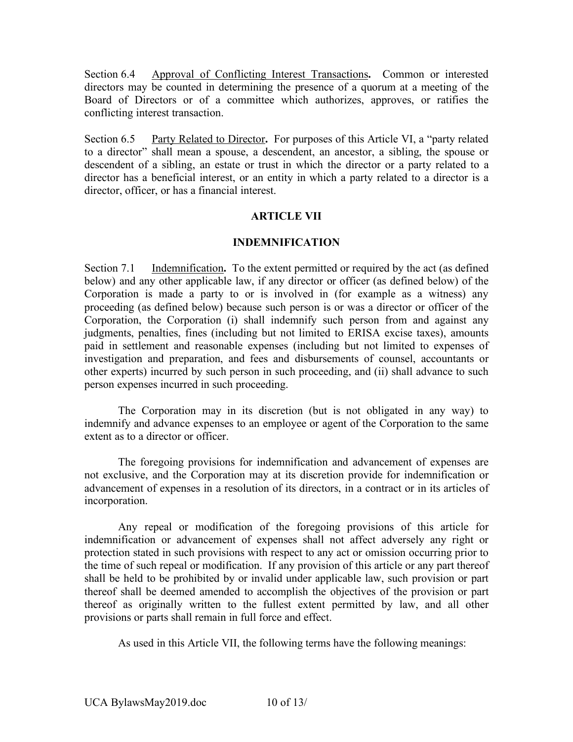Section 6.4 Approval of Conflicting Interest Transactions**.** Common or interested directors may be counted in determining the presence of a quorum at a meeting of the Board of Directors or of a committee which authorizes, approves, or ratifies the conflicting interest transaction.

Section 6.5 Party Related to Director**.** For purposes of this Article VI, a "party related to a director" shall mean a spouse, a descendent, an ancestor, a sibling, the spouse or descendent of a sibling, an estate or trust in which the director or a party related to a director has a beneficial interest, or an entity in which a party related to a director is a director, officer, or has a financial interest.

## ARTICLE VII

## INDEMNIFICATION

Section 7.1 Indemnification**.** To the extent permitted or required by the act (as defined below) and any other applicable law, if any director or officer (as defined below) of the Corporation is made a party to or is involved in (for example as a witness) any proceeding (as defined below) because such person is or was a director or officer of the Corporation, the Corporation (i) shall indemnify such person from and against any judgments, penalties, fines (including but not limited to ERISA excise taxes), amounts paid in settlement and reasonable expenses (including but not limited to expenses of investigation and preparation, and fees and disbursements of counsel, accountants or other experts) incurred by such person in such proceeding, and (ii) shall advance to such person expenses incurred in such proceeding.

The Corporation may in its discretion (but is not obligated in any way) to indemnify and advance expenses to an employee or agent of the Corporation to the same extent as to a director or officer.

The foregoing provisions for indemnification and advancement of expenses are not exclusive, and the Corporation may at its discretion provide for indemnification or advancement of expenses in a resolution of its directors, in a contract or in its articles of incorporation.

Any repeal or modification of the foregoing provisions of this article for indemnification or advancement of expenses shall not affect adversely any right or protection stated in such provisions with respect to any act or omission occurring prior to the time of such repeal or modification. If any provision of this article or any part thereof shall be held to be prohibited by or invalid under applicable law, such provision or part thereof shall be deemed amended to accomplish the objectives of the provision or part thereof as originally written to the fullest extent permitted by law, and all other provisions or parts shall remain in full force and effect.

As used in this Article VII, the following terms have the following meanings: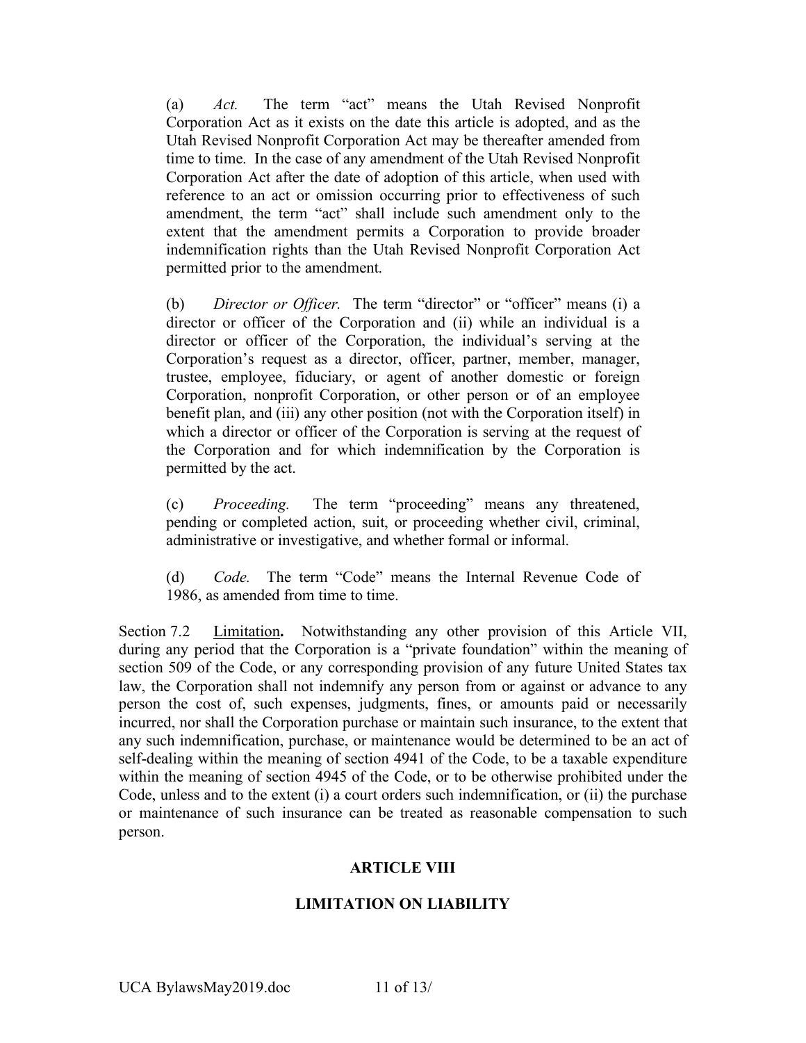(a) *Act.* The term "act" means the Utah Revised Nonprofit Corporation Act as it exists on the date this article is adopted, and as the Utah Revised Nonprofit Corporation Act may be thereafter amended from time to time. In the case of any amendment of the Utah Revised Nonprofit Corporation Act after the date of adoption of this article, when used with reference to an act or omission occurring prior to effectiveness of such amendment, the term "act" shall include such amendment only to the extent that the amendment permits a Corporation to provide broader indemnification rights than the Utah Revised Nonprofit Corporation Act permitted prior to the amendment.

(b) *Director or Officer.* The term "director" or "officer" means (i) a director or officer of the Corporation and (ii) while an individual is a director or officer of the Corporation, the individual's serving at the Corporation's request as a director, officer, partner, member, manager, trustee, employee, fiduciary, or agent of another domestic or foreign Corporation, nonprofit Corporation, or other person or of an employee benefit plan, and (iii) any other position (not with the Corporation itself) in which a director or officer of the Corporation is serving at the request of the Corporation and for which indemnification by the Corporation is permitted by the act.

(c) *Proceeding.* The term "proceeding" means any threatened, pending or completed action, suit, or proceeding whether civil, criminal, administrative or investigative, and whether formal or informal.

(d) *Code.* The term "Code" means the Internal Revenue Code of 1986, as amended from time to time.

Section 7.2 Limitation**.** Notwithstanding any other provision of this Article VII, during any period that the Corporation is a "private foundation" within the meaning of section 509 of the Code, or any corresponding provision of any future United States tax law, the Corporation shall not indemnify any person from or against or advance to any person the cost of, such expenses, judgments, fines, or amounts paid or necessarily incurred, nor shall the Corporation purchase or maintain such insurance, to the extent that any such indemnification, purchase, or maintenance would be determined to be an act of self-dealing within the meaning of section 4941 of the Code, to be a taxable expenditure within the meaning of section 4945 of the Code, or to be otherwise prohibited under the Code, unless and to the extent (i) a court orders such indemnification, or (ii) the purchase or maintenance of such insurance can be treated as reasonable compensation to such person.

## ARTICLE VIII

## LIMITATION ON LIABILITY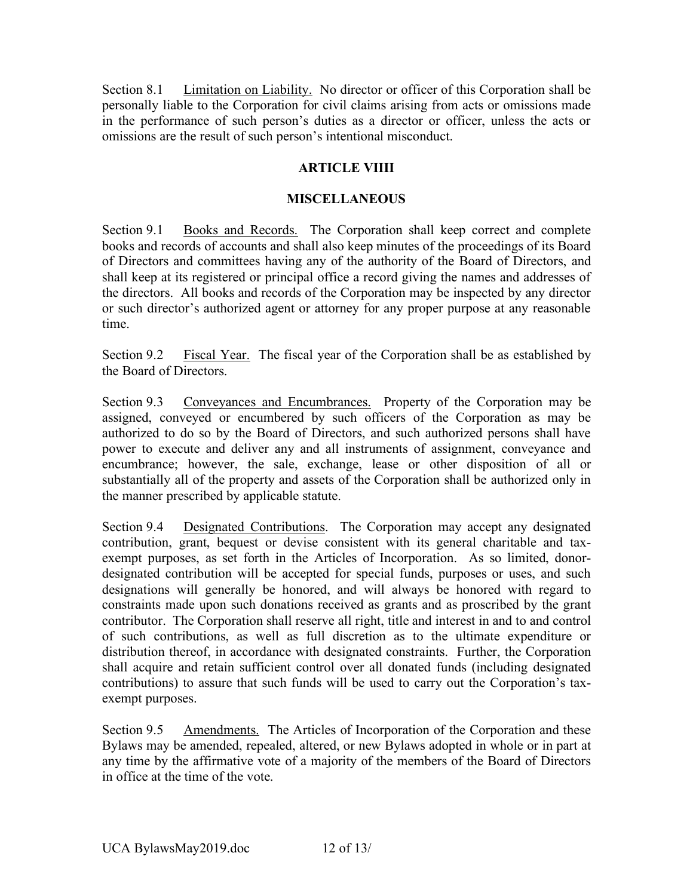Section 8.1 Limitation on Liability. No director or officer of this Corporation shall be personally liable to the Corporation for civil claims arising from acts or omissions made in the performance of such person's duties as a director or officer, unless the acts or omissions are the result of such person's intentional misconduct.

## ARTICLE VIIII

## MISCELLANEOUS

Section 9.1 Books and Records. The Corporation shall keep correct and complete books and records of accounts and shall also keep minutes of the proceedings of its Board of Directors and committees having any of the authority of the Board of Directors, and shall keep at its registered or principal office a record giving the names and addresses of the directors. All books and records of the Corporation may be inspected by any director or such director's authorized agent or attorney for any proper purpose at any reasonable time.

Section 9.2 Fiscal Year. The fiscal year of the Corporation shall be as established by the Board of Directors.

Section 9.3 Conveyances and Encumbrances. Property of the Corporation may be assigned, conveyed or encumbered by such officers of the Corporation as may be authorized to do so by the Board of Directors, and such authorized persons shall have power to execute and deliver any and all instruments of assignment, conveyance and encumbrance; however, the sale, exchange, lease or other disposition of all or substantially all of the property and assets of the Corporation shall be authorized only in the manner prescribed by applicable statute.

Section 9.4 Designated Contributions. The Corporation may accept any designated contribution, grant, bequest or devise consistent with its general charitable and tax-exempt purposes, as set forth in the Articles of Incorporation. As so limited, donor-designated contribution will be accepted for special funds, purposes or uses, and such designations will generally be honored, and will always be honored with regard to constraints made upon such donations received as grants and as proscribed by the grant contributor. The Corporation shall reserve all right, title and interest in and to and control of such contributions, as well as full discretion as to the ultimate expenditure or distribution thereof, in accordance with designated constraints. Further, the Corporation shall acquire and retain sufficient control over all donated funds (including designated contributions) to assure that such funds will be used to carry out the Corporation's tax-exempt purposes.

Section 9.5 Amendments. The Articles of Incorporation of the Corporation and these Bylaws may be amended, repealed, altered, or new Bylaws adopted in whole or in part at any time by the affirmative vote of a majority of the members of the Board of Directors in office at the time of the vote.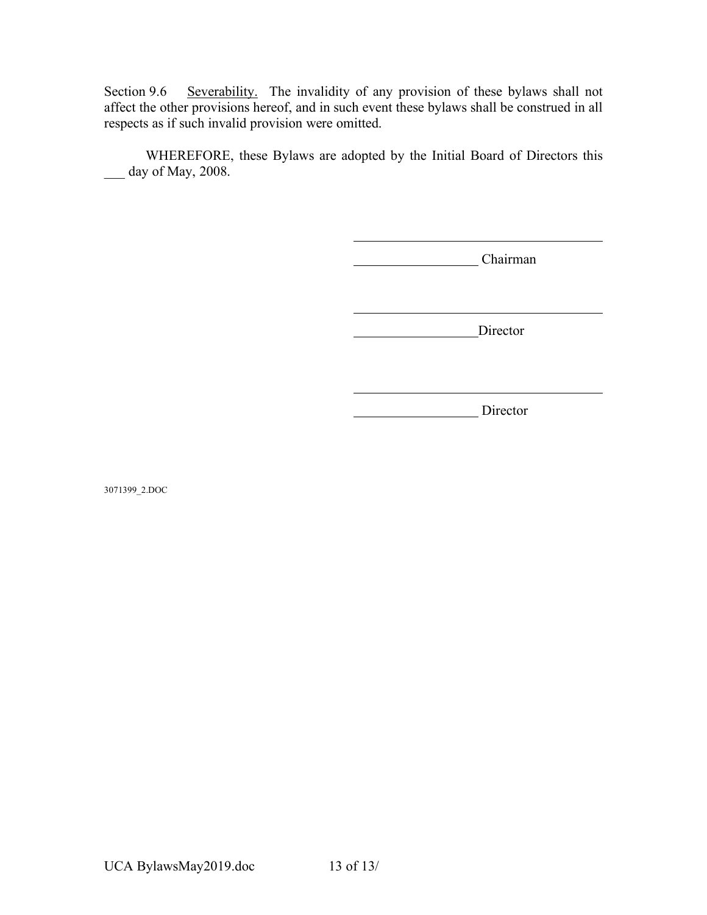Section 9.6 Severability. The invalidity of any provision of these bylaws shall not affect the other provisions hereof, and in such event these bylaws shall be construed in all respects as if such invalid provision were omitted.

WHEREFORE, these Bylaws are adopted by the Initial Board of Directors this ___ day of May, 2008.

\_\_\_\_\_\_\_\_\_\_\_\_\_\_\_\_\_\_\_\_\_\_\_\_\_\_\_\_\_\_\_\_\_\_\_\_\_\_\_\_

\_\_\_\_\_\_\_\_\_\_\_\_\_\_\_\_\_\_\_\_ Chairman

\_\_\_\_\_\_\_\_\_\_\_\_\_\_\_\_\_\_\_\_\_\_\_\_\_\_\_\_\_\_\_\_\_\_\_\_\_\_\_\_

\_\_\_\_\_\_\_\_\_\_\_\_\_\_\_\_\_\_\_\_Director

\_\_\_\_\_\_\_\_\_\_\_\_\_\_\_\_\_\_\_\_\_\_\_\_\_\_\_\_\_\_\_\_\_\_\_\_\_\_\_\_

\_\_\_\_\_\_\_\_\_\_\_\_\_\_\_\_\_\_\_\_ Director

3071399_2.DOC